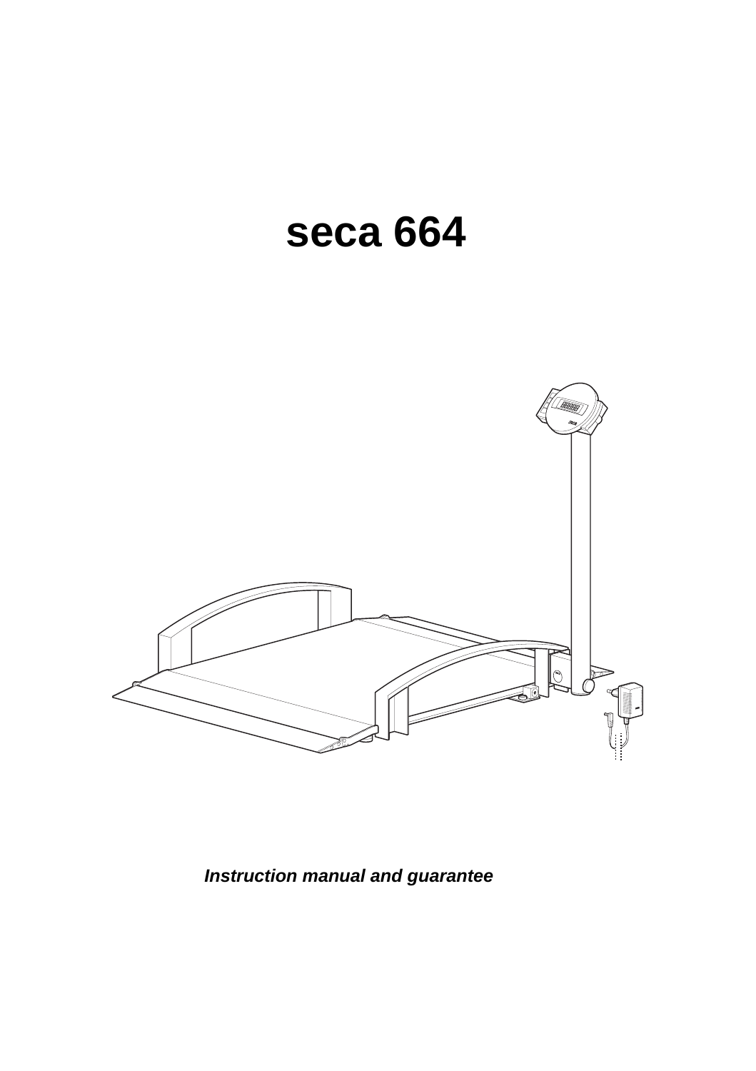# seca 664

***Instruction manual and guarantee***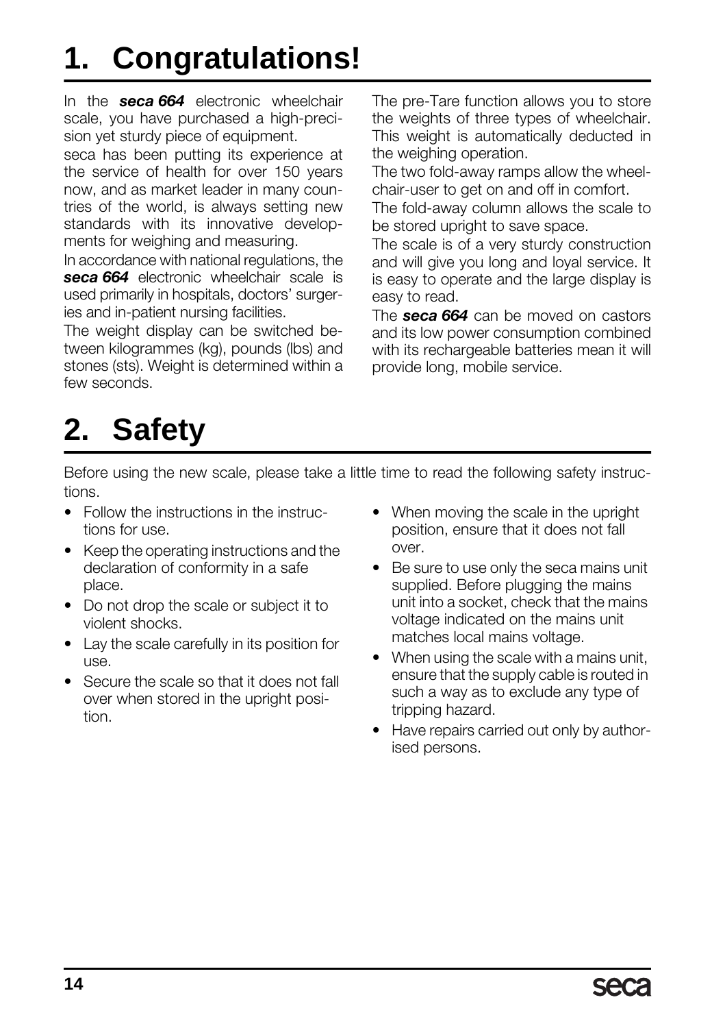# 1. Congratulations!

In the ***seca 664*** electronic wheelchair scale, you have purchased a high-precision yet sturdy piece of equipment.

seca has been putting its experience at the service of health for over 150 years now, and as market leader in many countries of the world, is always setting new standards with its innovative developments for weighing and measuring.

In accordance with national regulations, the ***seca 664*** electronic wheelchair scale is used primarily in hospitals, doctors' surgeries and in-patient nursing facilities.

The weight display can be switched between kilogrammes (kg), pounds (lbs) and stones (sts). Weight is determined within a few seconds.

The pre-Tare function allows you to store the weights of three types of wheelchair. This weight is automatically deducted in the weighing operation.

The two fold-away ramps allow the wheelchair-user to get on and off in comfort.

The fold-away column allows the scale to be stored upright to save space.

The scale is of a very sturdy construction and will give you long and loyal service. It is easy to operate and the large display is easy to read.

The ***seca 664*** can be moved on castors and its low power consumption combined with its rechargeable batteries mean it will provide long, mobile service.

# 2. Safety

Before using the new scale, please take a little time to read the following safety instructions.

- Follow the instructions in the instructions for use.
- Keep the operating instructions and the declaration of conformity in a safe place.
- Do not drop the scale or subject it to violent shocks.
- Lay the scale carefully in its position for use.
- Secure the scale so that it does not fall over when stored in the upright position.
- When moving the scale in the upright position, ensure that it does not fall over.
- Be sure to use only the seca mains unit supplied. Before plugging the mains unit into a socket, check that the mains voltage indicated on the mains unit matches local mains voltage.
- When using the scale with a mains unit, ensure that the supply cable is routed in such a way as to exclude any type of tripping hazard.
- Have repairs carried out only by authorised persons.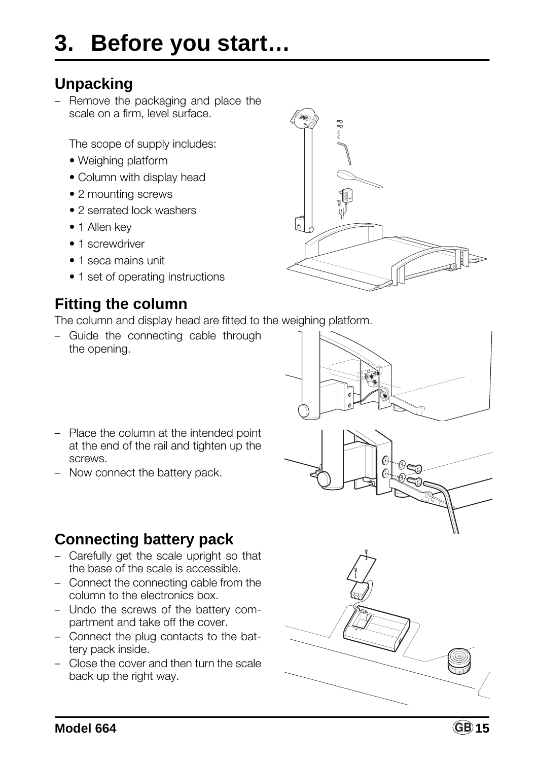# 3. Before you start…

## Unpacking

– Remove the packaging and place the scale on a firm, level surface.

The scope of supply includes:

- Weighing platform
- Column with display head
- 2 mounting screws
- 2 serrated lock washers
- 1 Allen key
- 1 screwdriver
- 1 seca mains unit
- 1 set of operating instructions

## Fitting the column

The column and display head are fitted to the weighing platform.

– Guide the connecting cable through the opening.

– Place the column at the intended point at the end of the rail and tighten up the screws.

– Now connect the battery pack.

## Connecting battery pack

– Carefully get the scale upright so that the base of the scale is accessible.

– Connect the connecting cable from the column to the electronics box.

– Undo the screws of the battery compartment and take off the cover.

– Connect the plug contacts to the battery pack inside.

– Close the cover and then turn the scale back up the right way.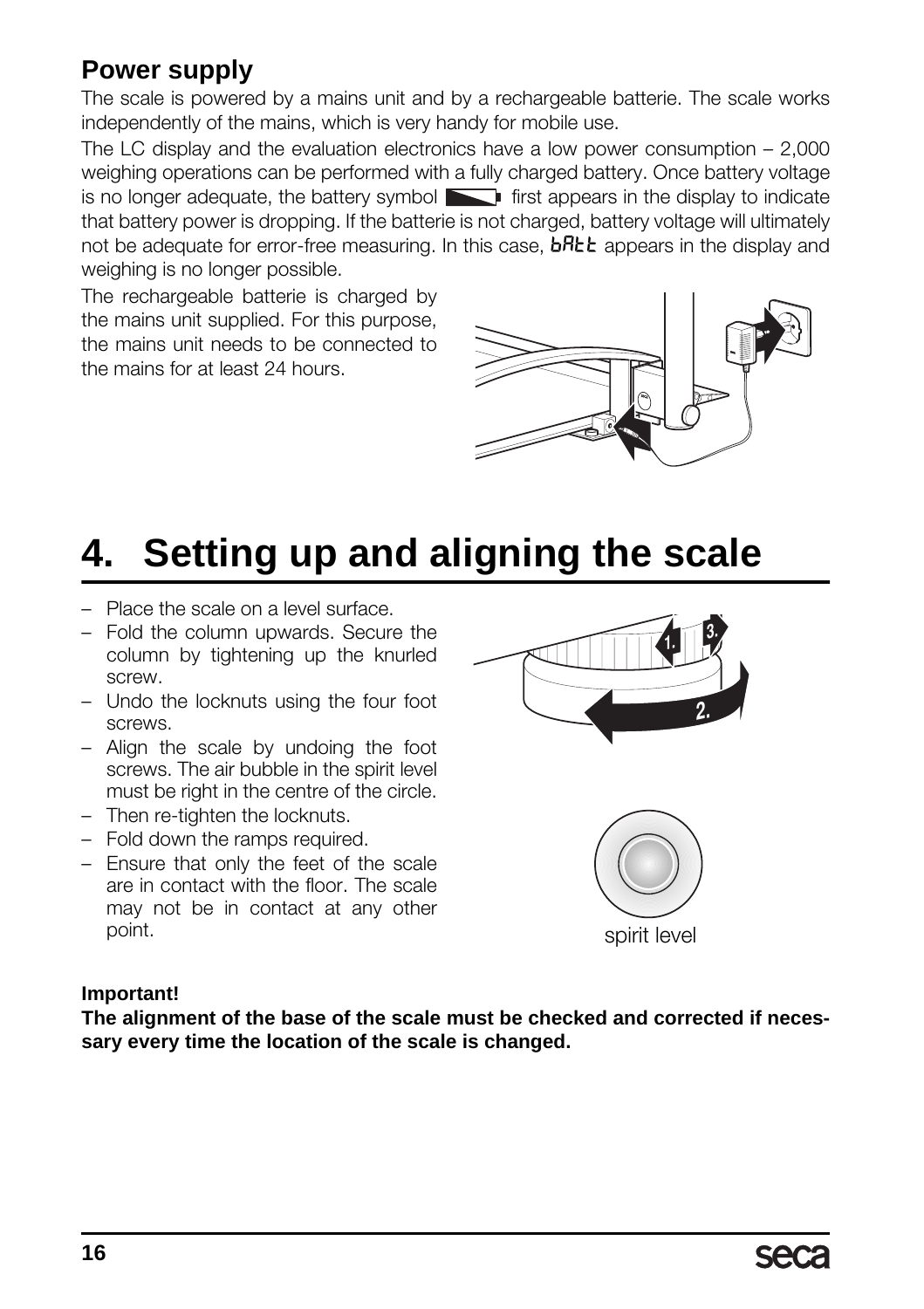## Power supply

The scale is powered by a mains unit and by a rechargeable batterie. The scale works independently of the mains, which is very handy for mobile use.

The LC display and the evaluation electronics have a low power consumption – 2,000 weighing operations can be performed with a fully charged battery. Once battery voltage is no longer adequate, the battery symbol first appears in the display to indicate that battery power is dropping. If the batterie is not charged, battery voltage will ultimately not be adequate for error-free measuring. In this case, bAtt appears in the display and weighing is no longer possible.

The rechargeable batterie is charged by the mains unit supplied. For this purpose, the mains unit needs to be connected to the mains for at least 24 hours.

# 4. Setting up and aligning the scale

- Place the scale on a level surface.
- Fold the column upwards. Secure the column by tightening up the knurled screw.
- Undo the locknuts using the four foot screws.
- Align the scale by undoing the foot screws. The air bubble in the spirit level must be right in the centre of the circle.
- Then re-tighten the locknuts.
- Fold down the ramps required.
- Ensure that only the feet of the scale are in contact with the floor. The scale may not be in contact at any other point.

spirit level

**Important!**

**The alignment of the base of the scale must be checked and corrected if necessary every time the location of the scale is changed.**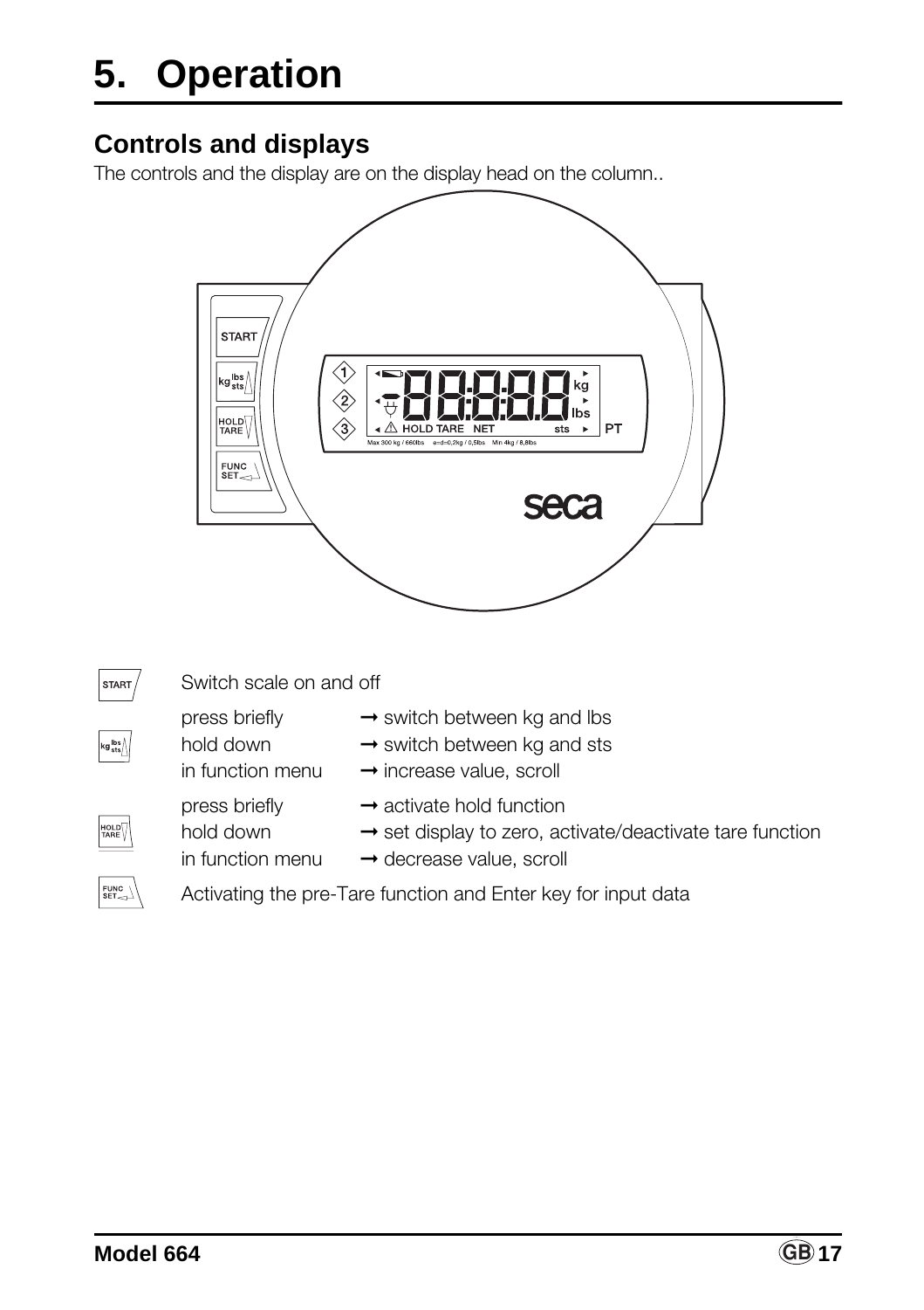# 5. Operation

## Controls and displays

The controls and the display are on the display head on the column..

START — Switch scale on and off

kg lbs/sts

| | |
|---|---|
| press briefly | → switch between kg and lbs |
| hold down | → switch between kg and sts |
| in function menu | → increase value, scroll |

HOLD TARE

| | |
|---|---|
| press briefly | → activate hold function |
| hold down | → set display to zero, activate/deactivate tare function |
| in function menu | → decrease value, scroll |

FUNC SET — Activating the pre-Tare function and Enter key for input data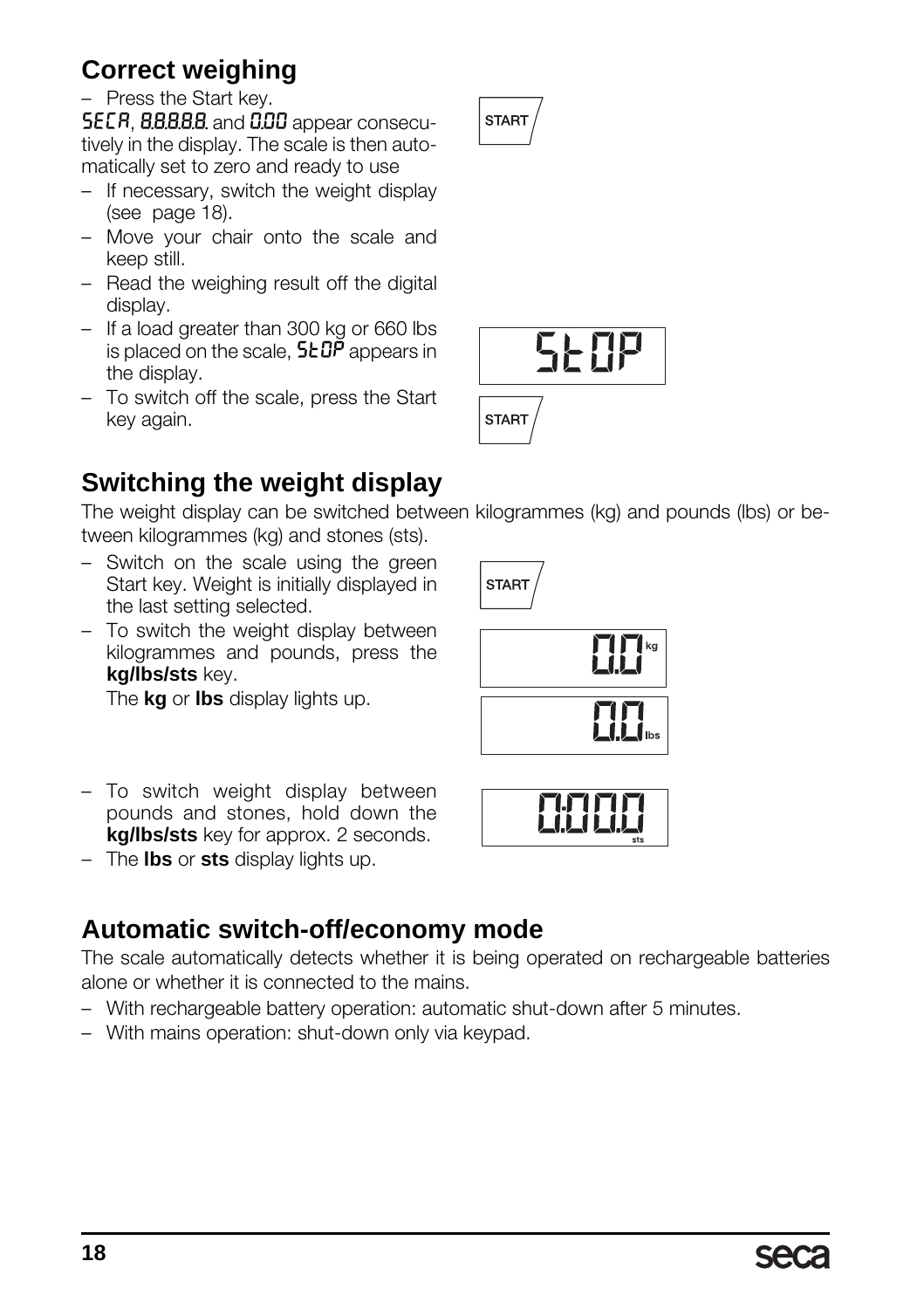## Correct weighing

– Press the Start key.

SECA, 8.8.8.8.8. and 0.00 appear consecutively in the display. The scale is then automatically set to zero and ready to use

– If necessary, switch the weight display (see page 18).
– Move your chair onto the scale and keep still.
– Read the weighing result off the digital display.
– If a load greater than 300 kg or 660 lbs is placed on the scale, StOP appears in the display.
– To switch off the scale, press the Start key again.

## Switching the weight display

The weight display can be switched between kilogrammes (kg) and pounds (lbs) or between kilogrammes (kg) and stones (sts).

– Switch on the scale using the green Start key. Weight is initially displayed in the last setting selected.
– To switch the weight display between kilogrammes and pounds, press the **kg/lbs/sts** key.

  The **kg** or **lbs** display lights up.

– To switch weight display between pounds and stones, hold down the **kg/lbs/sts** key for approx. 2 seconds.
– The **lbs** or **sts** display lights up.

## Automatic switch-off/economy mode

The scale automatically detects whether it is being operated on rechargeable batteries alone or whether it is connected to the mains.

– With rechargeable battery operation: automatic shut-down after 5 minutes.
– With mains operation: shut-down only via keypad.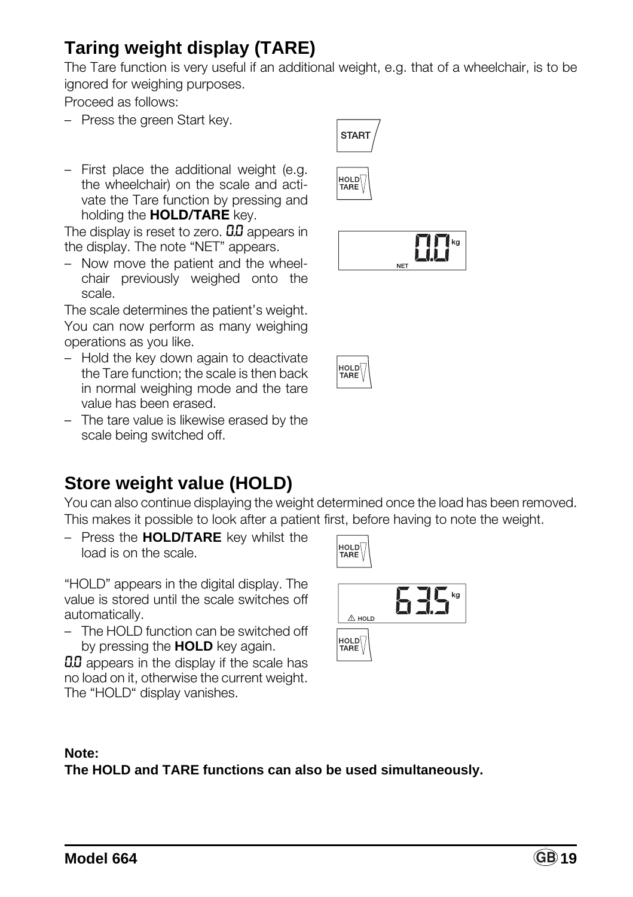## Taring weight display (TARE)

The Tare function is very useful if an additional weight, e.g. that of a wheelchair, is to be ignored for weighing purposes.

Proceed as follows:

– Press the green Start key.

– First place the additional weight (e.g. the wheelchair) on the scale and activate the Tare function by pressing and holding the **HOLD/TARE** key.

The display is reset to zero. 0.0 appears in the display. The note "NET" appears.

– Now move the patient and the wheelchair previously weighed onto the scale.

The scale determines the patient's weight. You can now perform as many weighing operations as you like.

– Hold the key down again to deactivate the Tare function; the scale is then back in normal weighing mode and the tare value has been erased.

– The tare value is likewise erased by the scale being switched off.

## Store weight value (HOLD)

You can also continue displaying the weight determined once the load has been removed. This makes it possible to look after a patient first, before having to note the weight.

– Press the **HOLD/TARE** key whilst the load is on the scale.

"HOLD" appears in the digital display. The value is stored until the scale switches off automatically.

– The HOLD function can be switched off by pressing the **HOLD** key again.

0.0 appears in the display if the scale has no load on it, otherwise the current weight. The "HOLD" display vanishes.

**Note:**
**The HOLD and TARE functions can also be used simultaneously.**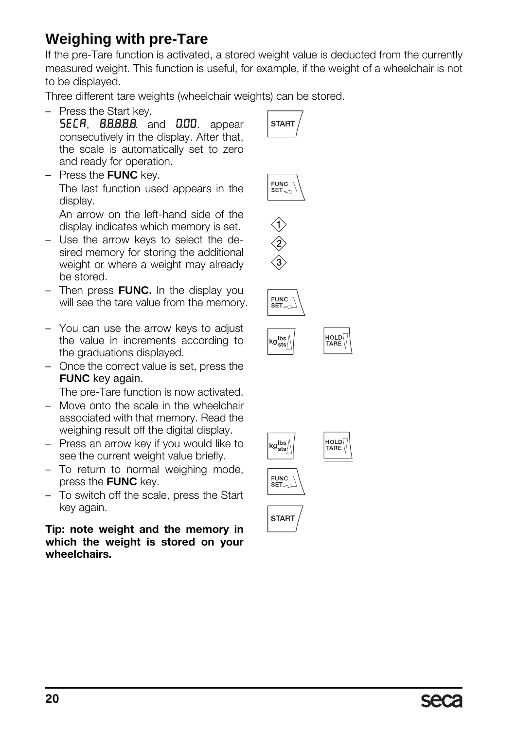## Weighing with pre-Tare

If the pre-Tare function is activated, a stored weight value is deducted from the currently measured weight. This function is useful, for example, if the weight of a wheelchair is not to be displayed.

Three different tare weights (wheelchair weights) can be stored.

- Press the Start key.
  SECA, 8.8.8.8.8. and 0.00. appear consecutively in the display. After that, the scale is automatically set to zero and ready for operation.
- Press the **FUNC** key.
  The last function used appears in the display.
  An arrow on the left-hand side of the display indicates which memory is set.
- Use the arrow keys to select the desired memory for storing the additional weight or where a weight may already be stored.
- Then press **FUNC.** In the display you will see the tare value from the memory.
- You can use the arrow keys to adjust the value in increments according to the graduations displayed.
- Once the correct value is set, press the **FUNC** key again.
  The pre-Tare function is now activated.
- Move onto the scale in the wheelchair associated with that memory. Read the weighing result off the digital display.
- Press an arrow key if you would like to see the current weight value briefly.
- To return to normal weighing mode, press the **FUNC** key.
- To switch off the scale, press the Start key again.

**Tip: note weight and the memory in which the weight is stored on your wheelchairs.**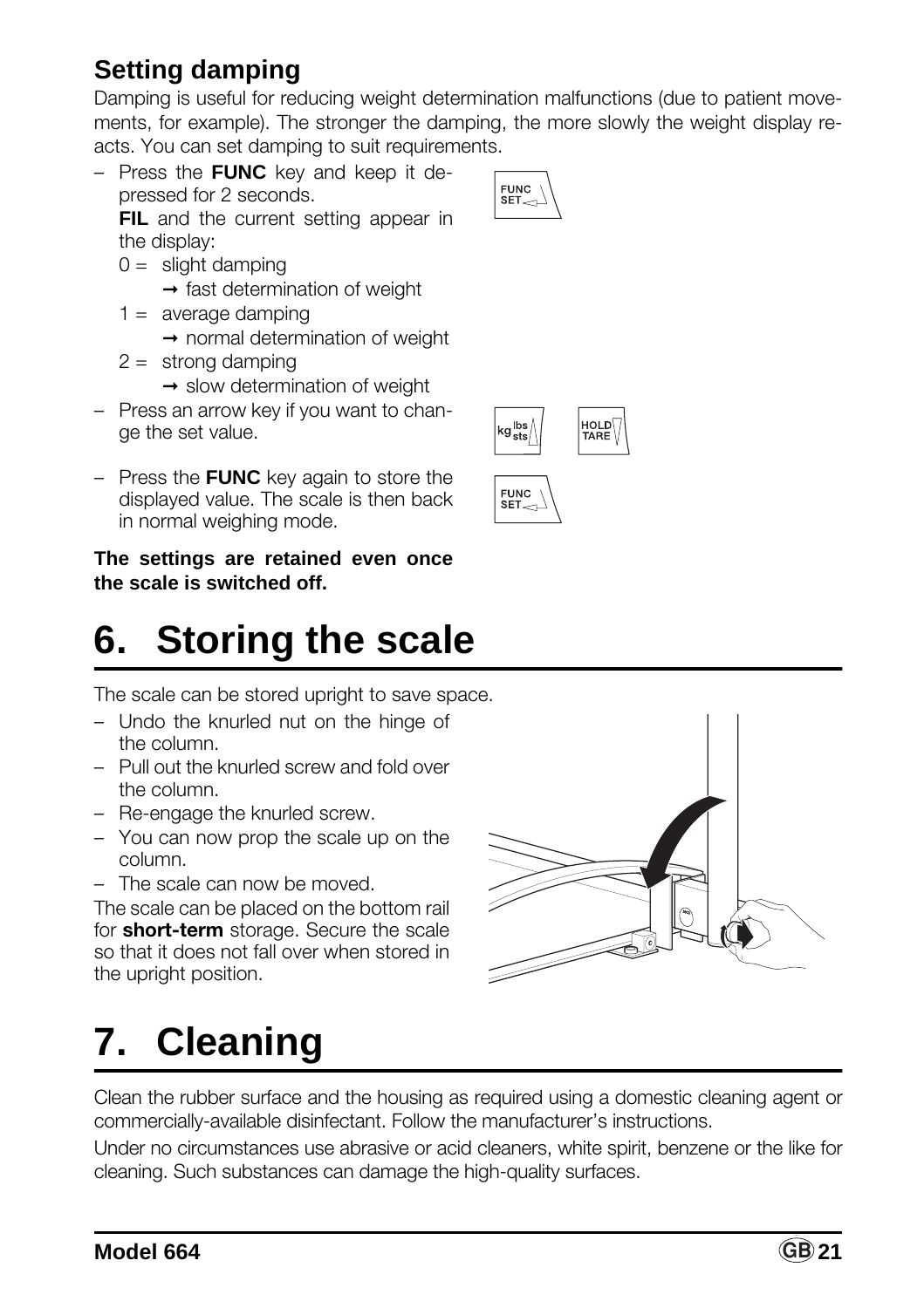## Setting damping

Damping is useful for reducing weight determination malfunctions (due to patient movements, for example). The stronger the damping, the more slowly the weight display reacts. You can set damping to suit requirements.

- Press the **FUNC** key and keep it depressed for 2 seconds.
  **FIL** and the current setting appear in the display:
  - 0 = slight damping
    → fast determination of weight
  - 1 = average damping
    → normal determination of weight
  - 2 = strong damping
    → slow determination of weight
- Press an arrow key if you want to change the set value.
- Press the **FUNC** key again to store the displayed value. The scale is then back in normal weighing mode.

**The settings are retained even once the scale is switched off.**

# 6. Storing the scale

The scale can be stored upright to save space.

- Undo the knurled nut on the hinge of the column.
- Pull out the knurled screw and fold over the column.
- Re-engage the knurled screw.
- You can now prop the scale up on the column.
- The scale can now be moved.

The scale can be placed on the bottom rail for **short-term** storage. Secure the scale so that it does not fall over when stored in the upright position.

# 7. Cleaning

Clean the rubber surface and the housing as required using a domestic cleaning agent or commercially-available disinfectant. Follow the manufacturer's instructions.

Under no circumstances use abrasive or acid cleaners, white spirit, benzene or the like for cleaning. Such substances can damage the high-quality surfaces.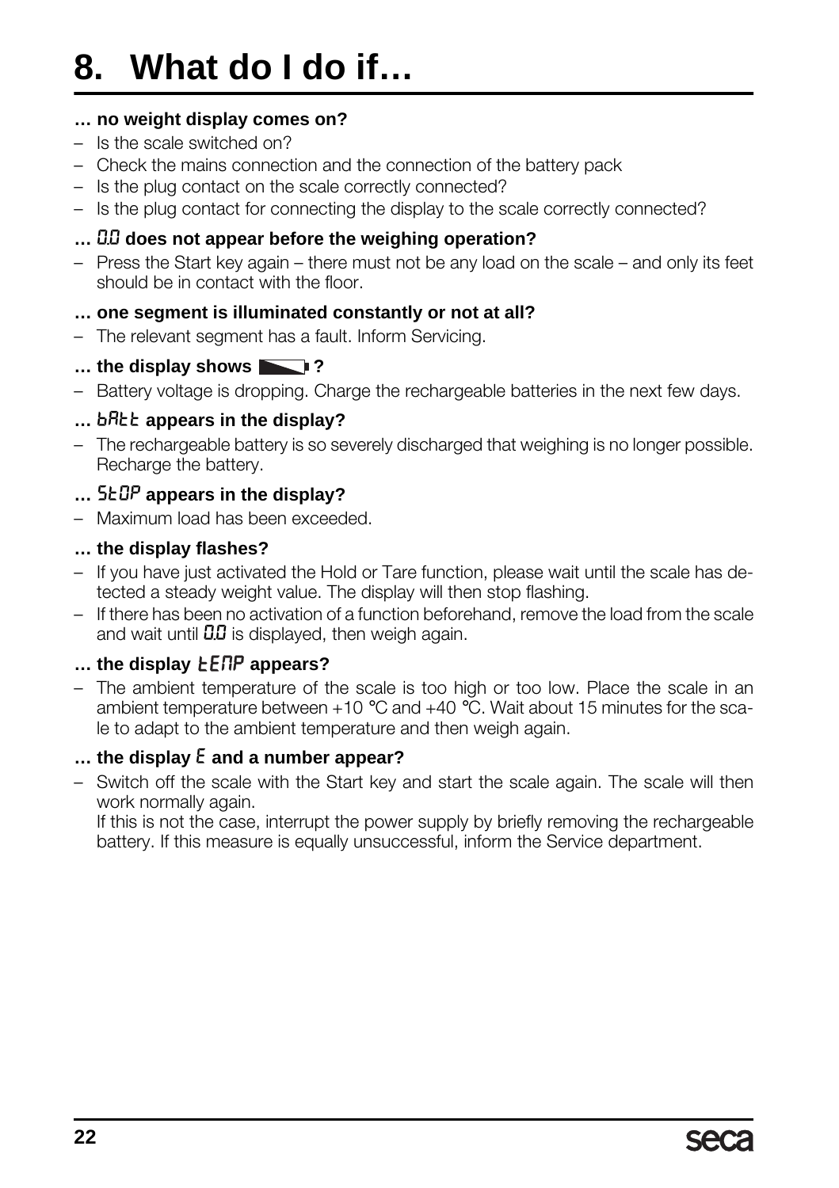# 8. What do I do if…

**… no weight display comes on?**

- Is the scale switched on?
- Check the mains connection and the connection of the battery pack
- Is the plug contact on the scale correctly connected?
- Is the plug contact for connecting the display to the scale correctly connected?

**… 0.0 does not appear before the weighing operation?**

- Press the Start key again – there must not be any load on the scale – and only its feet should be in contact with the floor.

**… one segment is illuminated constantly or not at all?**

- The relevant segment has a fault. Inform Servicing.

**… the display shows [battery symbol] ?**

- Battery voltage is dropping. Charge the rechargeable batteries in the next few days.

**… bAtt appears in the display?**

- The rechargeable battery is so severely discharged that weighing is no longer possible. Recharge the battery.

**… StOP appears in the display?**

- Maximum load has been exceeded.

**… the display flashes?**

- If you have just activated the Hold or Tare function, please wait until the scale has detected a steady weight value. The display will then stop flashing.
- If there has been no activation of a function beforehand, remove the load from the scale and wait until 0.0 is displayed, then weigh again.

**… the display tEMP appears?**

- The ambient temperature of the scale is too high or too low. Place the scale in an ambient temperature between +10 °C and +40 °C. Wait about 15 minutes for the scale to adapt to the ambient temperature and then weigh again.

**… the display E and a number appear?**

- Switch off the scale with the Start key and start the scale again. The scale will then work normally again.
  If this is not the case, interrupt the power supply by briefly removing the rechargeable battery. If this measure is equally unsuccessful, inform the Service department.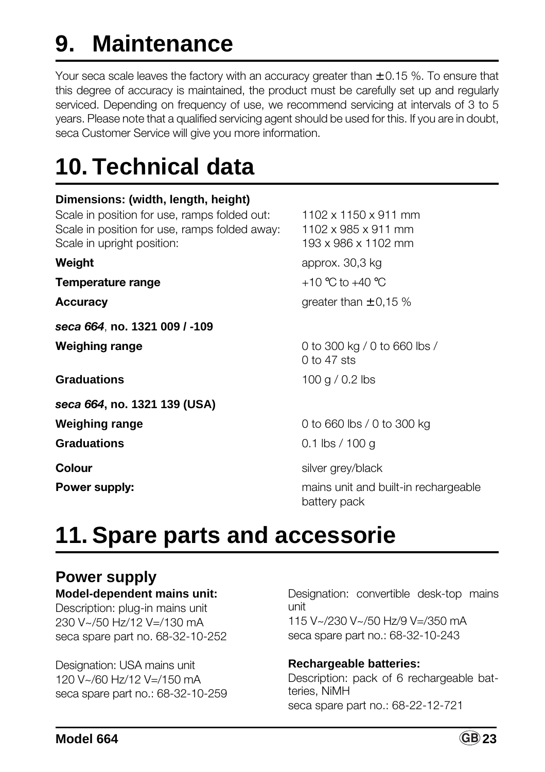# 9. Maintenance

Your seca scale leaves the factory with an accuracy greater than ± 0.15 %. To ensure that this degree of accuracy is maintained, the product must be carefully set up and regularly serviced. Depending on frequency of use, we recommend servicing at intervals of 3 to 5 years. Please note that a qualified servicing agent should be used for this. If you are in doubt, seca Customer Service will give you more information.

# 10. Technical data

**Dimensions: (width, length, height)**

| | |
|---|---|
| Scale in position for use, ramps folded out: | 1102 x 1150 x 911 mm |
| Scale in position for use, ramps folded away: | 1102 x 985 x 911 mm |
| Scale in upright position: | 193 x 986 x 1102 mm |
| **Weight** | approx. 30,3 kg |
| **Temperature range** | +10 °C to +40 °C |
| **Accuracy** | greater than ± 0,15 % |
| ***seca 664*, no. 1321 009 / -109** | |
| **Weighing range** | 0 to 300 kg / 0 to 660 lbs / 0 to 47 sts |
| **Graduations** | 100 g / 0.2 lbs |
| ***seca 664*, no. 1321 139 (USA)** | |
| **Weighing range** | 0 to 660 lbs / 0 to 300 kg |
| **Graduations** | 0.1 lbs / 100 g |
| **Colour** | silver grey/black |
| **Power supply:** | mains unit and built-in rechargeable battery pack |

# 11. Spare parts and accessorie

## Power supply

**Model-dependent mains unit:**
Description: plug-in mains unit
230 V~/50 Hz/12 V=/130 mA
seca spare part no. 68-32-10-252

Designation: USA mains unit
120 V~/60 Hz/12 V=/150 mA
seca spare part no.: 68-32-10-259

Designation: convertible desk-top mains unit
115 V~/230 V~/50 Hz/9 V=/350 mA
seca spare part no.: 68-32-10-243

**Rechargeable batteries:**
Description: pack of 6 rechargeable batteries, NiMH
seca spare part no.: 68-22-12-721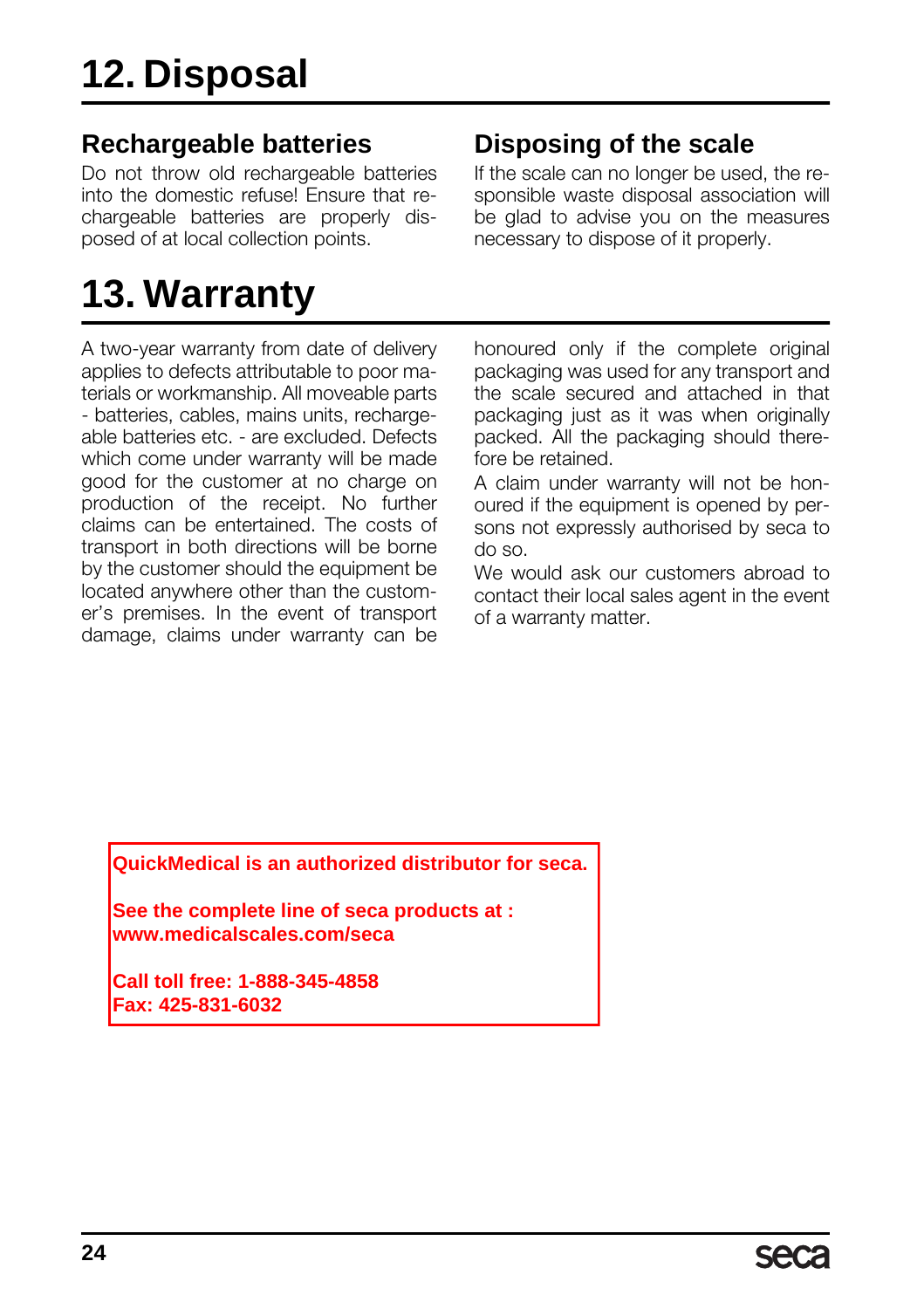# 12. Disposal

## Rechargeable batteries

Do not throw old rechargeable batteries into the domestic refuse! Ensure that rechargeable batteries are properly disposed of at local collection points.

## Disposing of the scale

If the scale can no longer be used, the responsible waste disposal association will be glad to advise you on the measures necessary to dispose of it properly.

# 13. Warranty

A two-year warranty from date of delivery applies to defects attributable to poor materials or workmanship. All moveable parts - batteries, cables, mains units, rechargeable batteries etc. - are excluded. Defects which come under warranty will be made good for the customer at no charge on production of the receipt. No further claims can be entertained. The costs of transport in both directions will be borne by the customer should the equipment be located anywhere other than the customer's premises. In the event of transport damage, claims under warranty can be honoured only if the complete original packaging was used for any transport and the scale secured and attached in that packaging just as it was when originally packed. All the packaging should therefore be retained.

A claim under warranty will not be honoured if the equipment is opened by persons not expressly authorised by seca to do so.

We would ask our customers abroad to contact their local sales agent in the event of a warranty matter.

**QuickMedical is an authorized distributor for seca.**

**See the complete line of seca products at : www.medicalscales.com/seca**

**Call toll free: 1-888-345-4858**
**Fax: 425-831-6032**